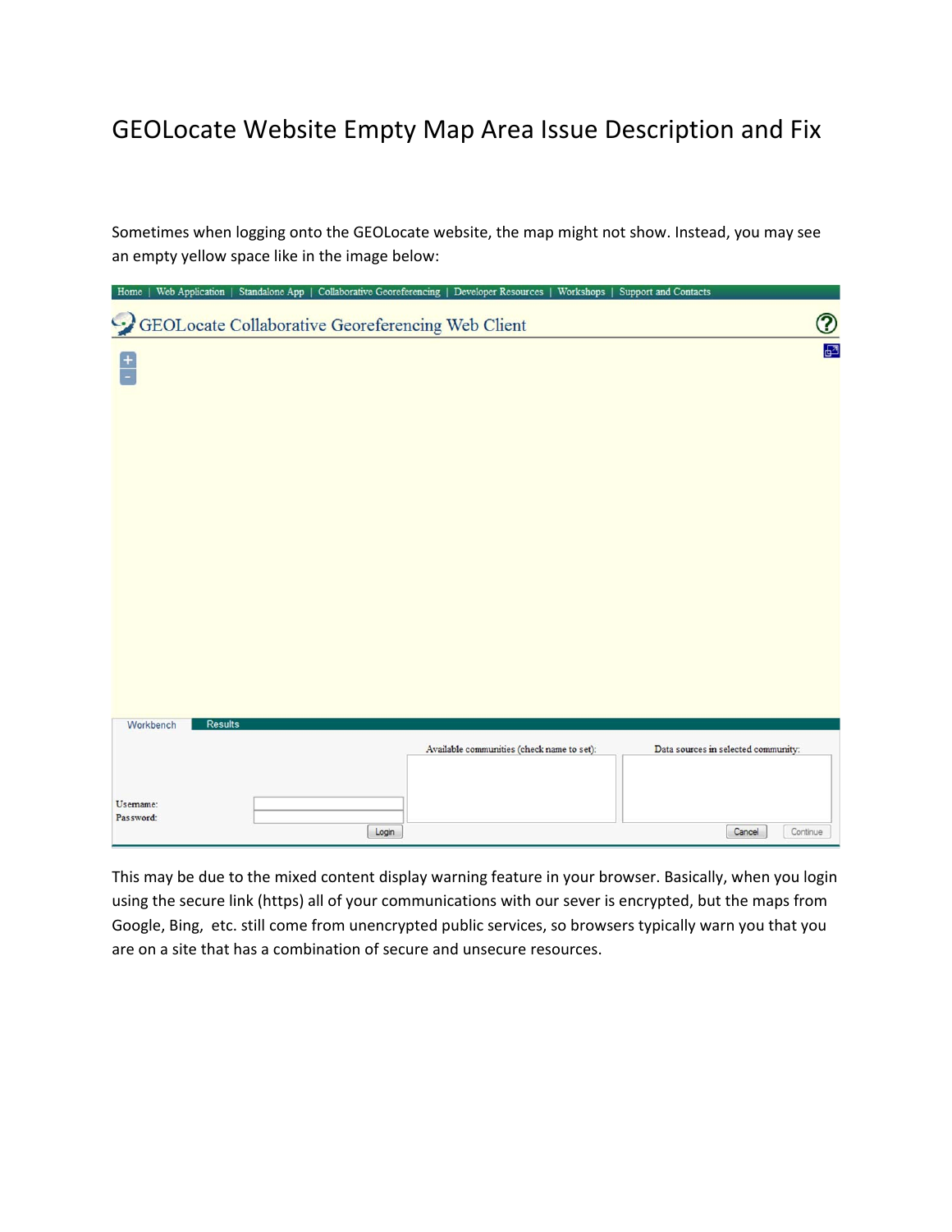# GEOLocate Website Empty Map Area Issue Description and Fix

Sometimes when logging onto the GEOLocate website, the map might not show. Instead, you may see an empty yellow space like in the image below:

This may be due to the mixed content display warning feature in your browser. Basically, when you login using the secure link (https) all of your communications with our sever is encrypted, but the maps from Google, Bing, etc. still come from unencrypted public services, so browsers typically warn you that you are on a site that has a combination of secure and unsecure resources.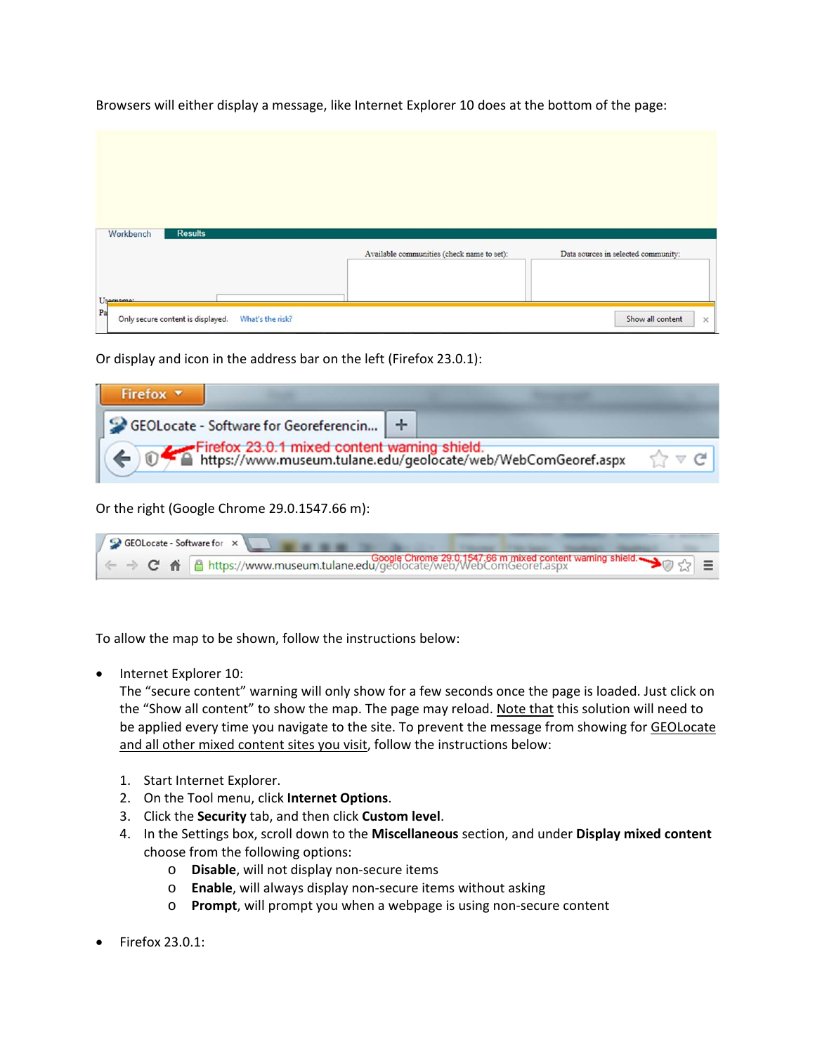Browsers will either display a message, like Internet Explorer 10 does at the bottom of the page:

Or display and icon in the address bar on the left (Firefox 23.0.1):

Or the right (Google Chrome 29.0.1547.66 m):

To allow the map to be shown, follow the instructions below:

- Internet Explorer 10:
  The "secure content" warning will only show for a few seconds once the page is loaded. Just click on the "Show all content" to show the map. The page may reload. Note that this solution will need to be applied every time you navigate to the site. To prevent the message from showing for GEOLocate and all other mixed content sites you visit, follow the instructions below:

  1. Start Internet Explorer.
  2. On the Tool menu, click **Internet Options**.
  3. Click the **Security** tab, and then click **Custom level**.
  4. In the Settings box, scroll down to the **Miscellaneous** section, and under **Display mixed content** choose from the following options:
     - **Disable**, will not display non-secure items
     - **Enable**, will always display non-secure items without asking
     - **Prompt**, will prompt you when a webpage is using non-secure content

- Firefox 23.0.1: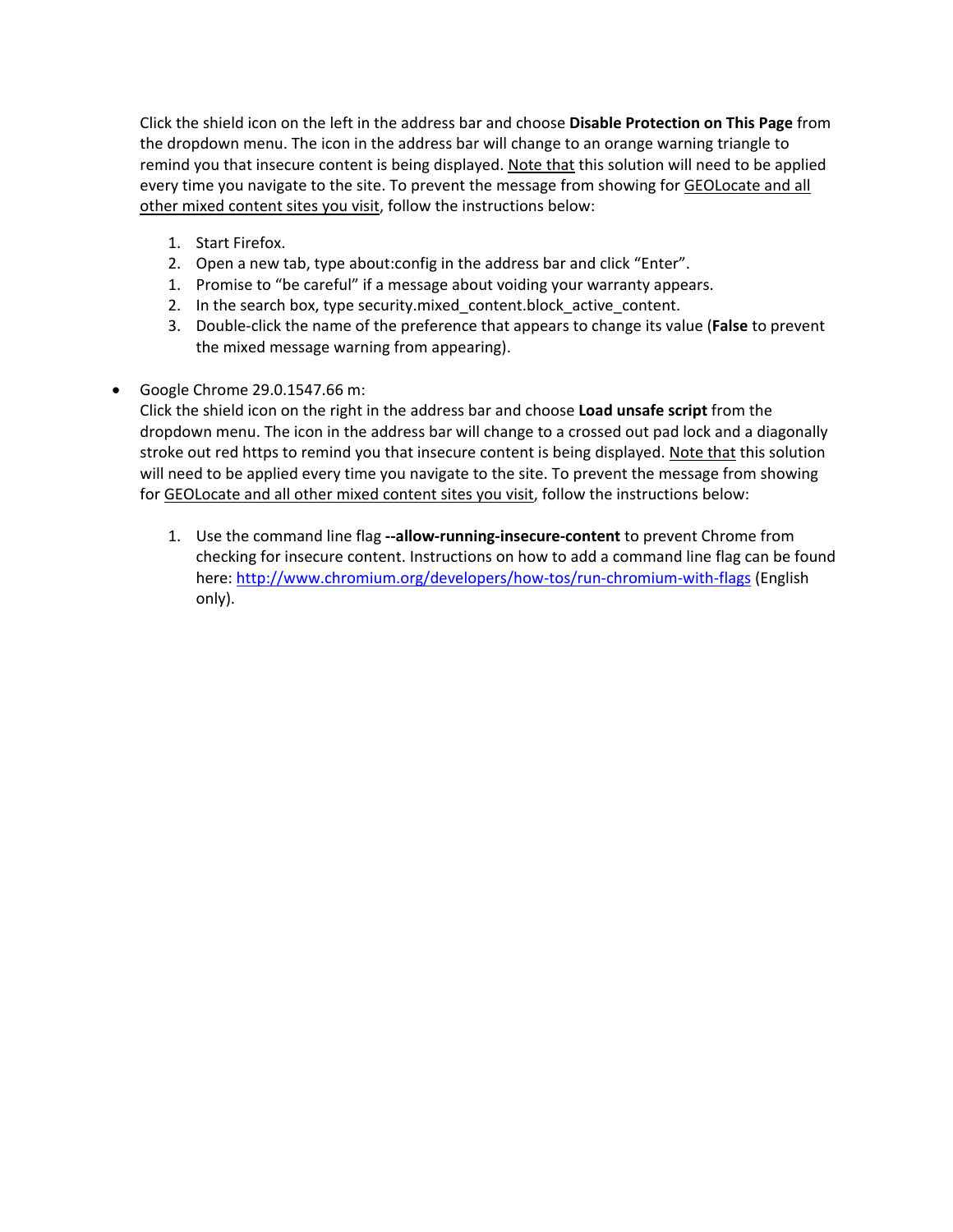Click the shield icon on the left in the address bar and choose **Disable Protection on This Page** from the dropdown menu. The icon in the address bar will change to an orange warning triangle to remind you that insecure content is being displayed. Note that this solution will need to be applied every time you navigate to the site. To prevent the message from showing for GEOLocate and all other mixed content sites you visit, follow the instructions below:

1. Start Firefox.
2. Open a new tab, type about:config in the address bar and click "Enter".
1. Promise to "be careful" if a message about voiding your warranty appears.
2. In the search box, type security.mixed_content.block_active_content.
3. Double-click the name of the preference that appears to change its value (**False** to prevent the mixed message warning from appearing).

- Google Chrome 29.0.1547.66 m:
  Click the shield icon on the right in the address bar and choose **Load unsafe script** from the dropdown menu. The icon in the address bar will change to a crossed out pad lock and a diagonally stroke out red https to remind you that insecure content is being displayed. Note that this solution will need to be applied every time you navigate to the site. To prevent the message from showing for GEOLocate and all other mixed content sites you visit, follow the instructions below:

  1. Use the command line flag **--allow-running-insecure-content** to prevent Chrome from checking for insecure content. Instructions on how to add a command line flag can be found here: [http://www.chromium.org/developers/how-tos/run-chromium-with-flags](http://www.chromium.org/developers/how-tos/run-chromium-with-flags) (English only).